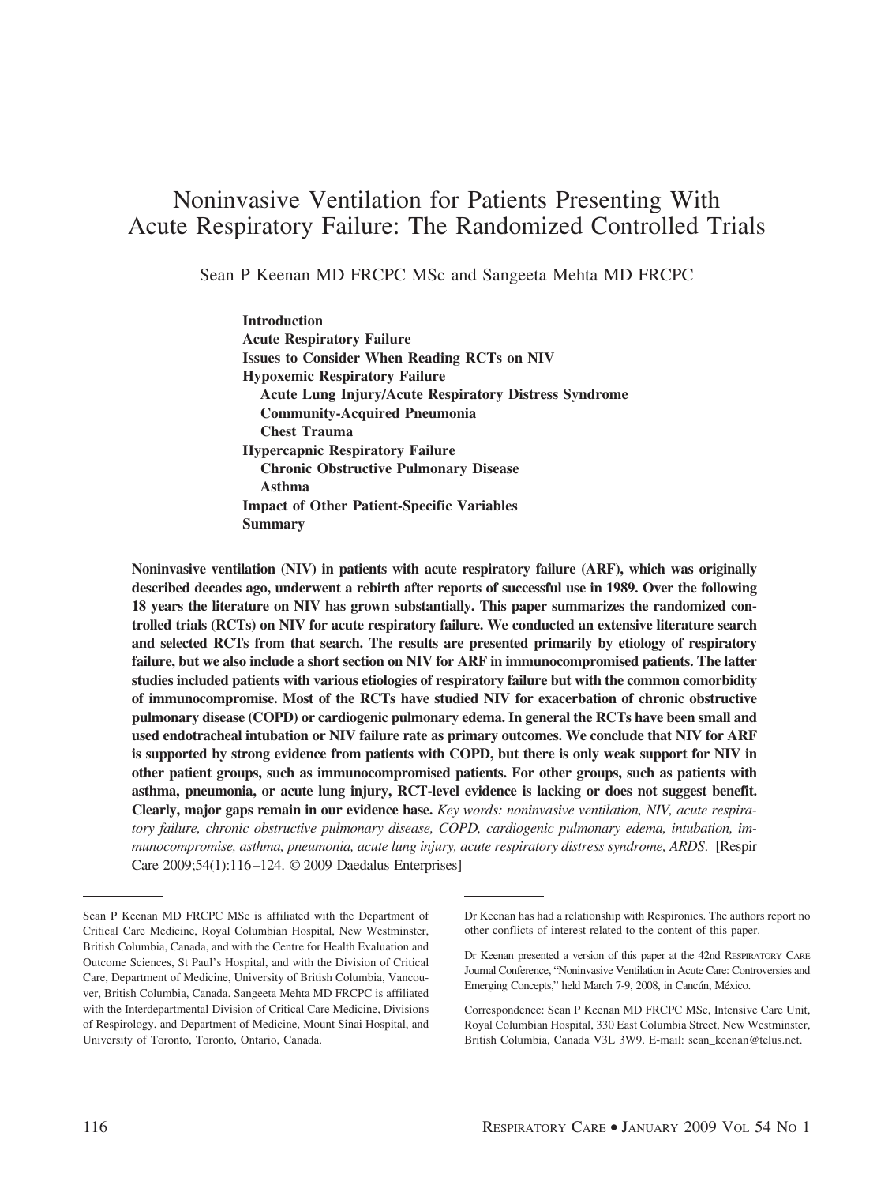# Noninvasive Ventilation for Patients Presenting With Acute Respiratory Failure: The Randomized Controlled Trials

Sean P Keenan MD FRCPC MSc and Sangeeta Mehta MD FRCPC

**Introduction**
**Acute Respiratory Failure**
**Issues to Consider When Reading RCTs on NIV**
**Hypoxemic Respiratory Failure**
  **Acute Lung Injury/Acute Respiratory Distress Syndrome**
  **Community-Acquired Pneumonia**
  **Chest Trauma**
**Hypercapnic Respiratory Failure**
  **Chronic Obstructive Pulmonary Disease**
  **Asthma**
**Impact of Other Patient-Specific Variables**
**Summary**

**Noninvasive ventilation (NIV) in patients with acute respiratory failure (ARF), which was originally described decades ago, underwent a rebirth after reports of successful use in 1989. Over the following 18 years the literature on NIV has grown substantially. This paper summarizes the randomized controlled trials (RCTs) on NIV for acute respiratory failure. We conducted an extensive literature search and selected RCTs from that search. The results are presented primarily by etiology of respiratory failure, but we also include a short section on NIV for ARF in immunocompromised patients. The latter studies included patients with various etiologies of respiratory failure but with the common comorbidity of immunocompromise. Most of the RCTs have studied NIV for exacerbation of chronic obstructive pulmonary disease (COPD) or cardiogenic pulmonary edema. In general the RCTs have been small and used endotracheal intubation or NIV failure rate as primary outcomes. We conclude that NIV for ARF is supported by strong evidence from patients with COPD, but there is only weak support for NIV in other patient groups, such as immunocompromised patients. For other groups, such as patients with asthma, pneumonia, or acute lung injury, RCT-level evidence is lacking or does not suggest benefit. Clearly, major gaps remain in our evidence base.** *Key words: noninvasive ventilation, NIV, acute respiratory failure, chronic obstructive pulmonary disease, COPD, cardiogenic pulmonary edema, intubation, immunocompromise, asthma, pneumonia, acute lung injury, acute respiratory distress syndrome, ARDS.* [Respir Care 2009;54(1):116–124. © 2009 Daedalus Enterprises]

---

Sean P Keenan MD FRCPC MSc is affiliated with the Department of Critical Care Medicine, Royal Columbian Hospital, New Westminster, British Columbia, Canada, and with the Centre for Health Evaluation and Outcome Sciences, St Paul's Hospital, and with the Division of Critical Care, Department of Medicine, University of British Columbia, Vancouver, British Columbia, Canada. Sangeeta Mehta MD FRCPC is affiliated with the Interdepartmental Division of Critical Care Medicine, Divisions of Respirology, and Department of Medicine, Mount Sinai Hospital, and University of Toronto, Toronto, Ontario, Canada.

Dr Keenan has had a relationship with Respironics. The authors report no other conflicts of interest related to the content of this paper.

Dr Keenan presented a version of this paper at the 42nd Respiratory Care Journal Conference, "Noninvasive Ventilation in Acute Care: Controversies and Emerging Concepts," held March 7-9, 2008, in Cancún, México.

Correspondence: Sean P Keenan MD FRCPC MSc, Intensive Care Unit, Royal Columbian Hospital, 330 East Columbia Street, New Westminster, British Columbia, Canada V3L 3W9. E-mail: sean_keenan@telus.net.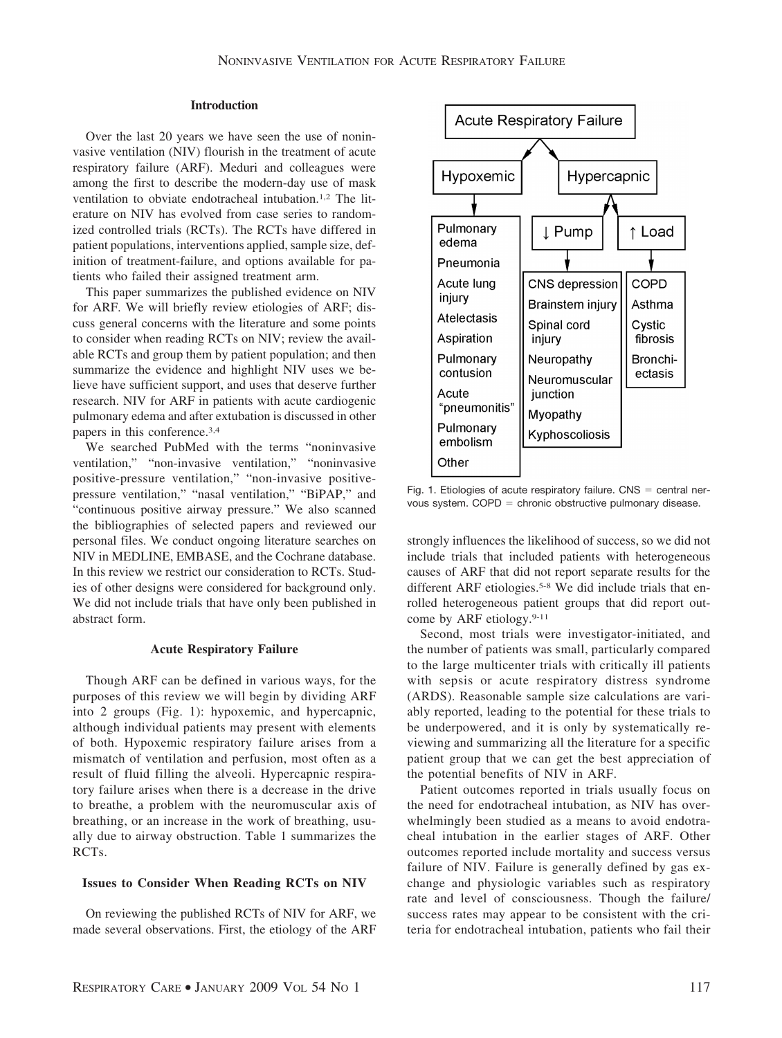## Introduction

Over the last 20 years we have seen the use of noninvasive ventilation (NIV) flourish in the treatment of acute respiratory failure (ARF). Meduri and colleagues were among the first to describe the modern-day use of mask ventilation to obviate endotracheal intubation.[1,2] The literature on NIV has evolved from case series to randomized controlled trials (RCTs). The RCTs have differed in patient populations, interventions applied, sample size, definition of treatment-failure, and options available for patients who failed their assigned treatment arm.

This paper summarizes the published evidence on NIV for ARF. We will briefly review etiologies of ARF; discuss general concerns with the literature and some points to consider when reading RCTs on NIV; review the available RCTs and group them by patient population; and then summarize the evidence and highlight NIV uses we believe have sufficient support, and uses that deserve further research. NIV for ARF in patients with acute cardiogenic pulmonary edema and after extubation is discussed in other papers in this conference.[3,4]

We searched PubMed with the terms "noninvasive ventilation," "non-invasive ventilation," "noninvasive positive-pressure ventilation," "non-invasive positive-pressure ventilation," "nasal ventilation," "BiPAP," and "continuous positive airway pressure." We also scanned the bibliographies of selected papers and reviewed our personal files. We conduct ongoing literature searches on NIV in MEDLINE, EMBASE, and the Cochrane database. In this review we restrict our consideration to RCTs. Studies of other designs were considered for background only. We did not include trials that have only been published in abstract form.

## Acute Respiratory Failure

Though ARF can be defined in various ways, for the purposes of this review we will begin by dividing ARF into 2 groups (Fig. 1): hypoxemic, and hypercapnic, although individual patients may present with elements of both. Hypoxemic respiratory failure arises from a mismatch of ventilation and perfusion, most often as a result of fluid filling the alveoli. Hypercapnic respiratory failure arises when there is a decrease in the drive to breathe, a problem with the neuromuscular axis of breathing, or an increase in the work of breathing, usually due to airway obstruction. Table 1 summarizes the RCTs.

## Issues to Consider When Reading RCTs on NIV

On reviewing the published RCTs of NIV for ARF, we made several observations. First, the etiology of the ARF strongly influences the likelihood of success, so we did not include trials that included patients with heterogeneous causes of ARF that did not report separate results for the different ARF etiologies.[5-8] We did include trials that enrolled heterogeneous patient groups that did report outcome by ARF etiology.[9-11]

Second, most trials were investigator-initiated, and the number of patients was small, particularly compared to the large multicenter trials with critically ill patients with sepsis or acute respiratory distress syndrome (ARDS). Reasonable sample size calculations are variably reported, leading to the potential for these trials to be underpowered, and it is only by systematically reviewing and summarizing all the literature for a specific patient group that we can get the best appreciation of the potential benefits of NIV in ARF.

Patient outcomes reported in trials usually focus on the need for endotracheal intubation, as NIV has overwhelmingly been studied as a means to avoid endotracheal intubation in the earlier stages of ARF. Other outcomes reported include mortality and success versus failure of NIV. Failure is generally defined by gas exchange and physiologic variables such as respiratory rate and level of consciousness. Though the failure/success rates may appear to be consistent with the criteria for endotracheal intubation, patients who fail their

Acute Respiratory Failure

- Hypoxemic
  - Pulmonary edema
  - Pneumonia
  - Acute lung injury
  - Atelectasis
  - Aspiration
  - Pulmonary contusion
  - Acute "pneumonitis"
  - Pulmonary embolism
  - Other
- Hypercapnic
  - ↓ Pump
    - CNS depression
    - Brainstem injury
    - Spinal cord injury
    - Neuropathy
    - Neuromuscular junction
    - Myopathy
    - Kyphoscoliosis
  - ↑ Load
    - COPD
    - Asthma
    - Cystic fibrosis
    - Bronchiectasis

Fig. 1. Etiologies of acute respiratory failure. CNS = central nervous system. COPD = chronic obstructive pulmonary disease.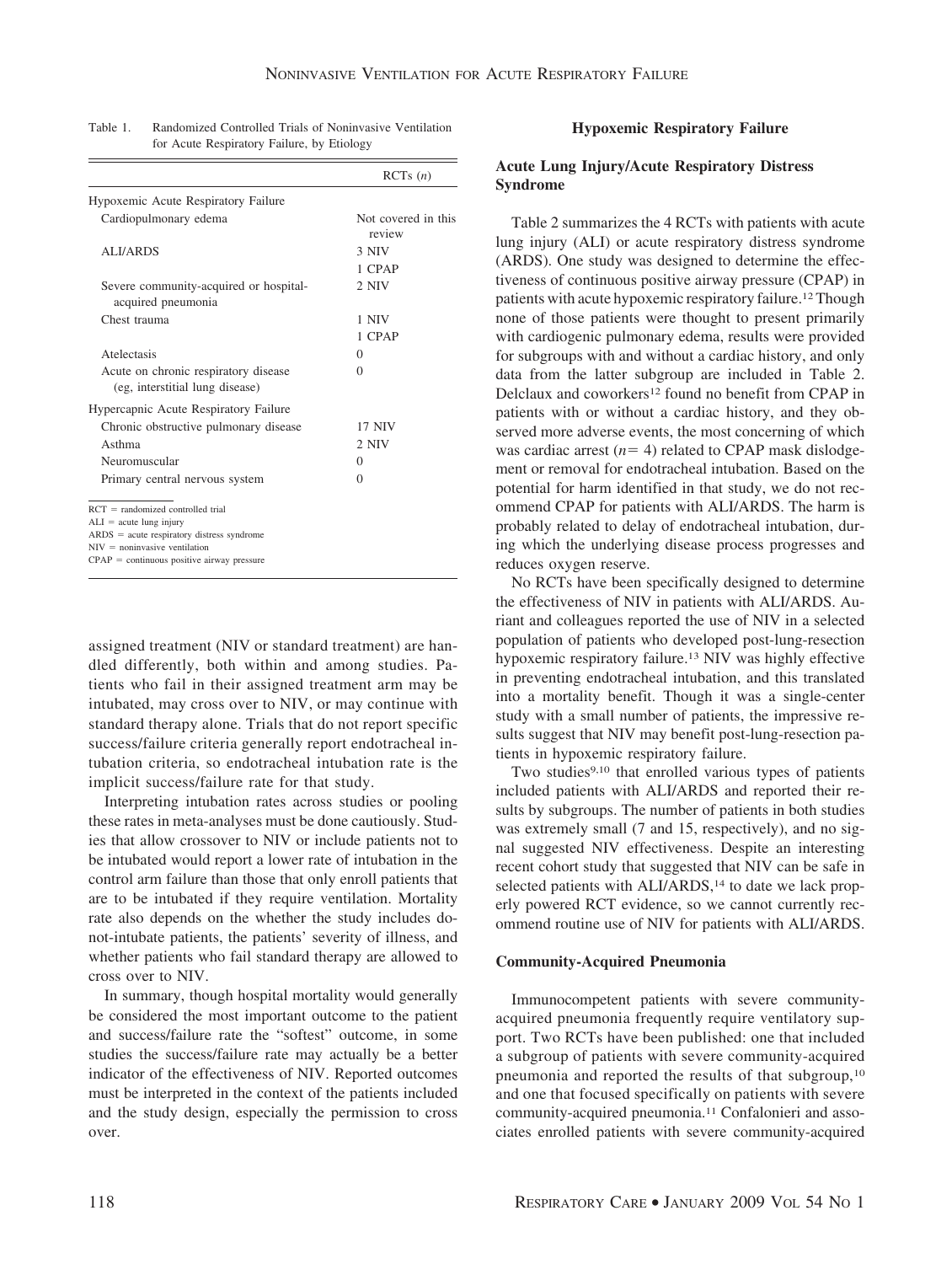Table 1. Randomized Controlled Trials of Noninvasive Ventilation for Acute Respiratory Failure, by Etiology

| | RCTs (*n*) |
|---|---|
| Hypoxemic Acute Respiratory Failure | |
| Cardiopulmonary edema | Not covered in this review |
| ALI/ARDS | 3 NIV<br>1 CPAP |
| Severe community-acquired or hospital-acquired pneumonia | 2 NIV |
| Chest trauma | 1 NIV<br>1 CPAP |
| Atelectasis | 0 |
| Acute on chronic respiratory disease (eg, interstitial lung disease) | 0 |
| Hypercapnic Acute Respiratory Failure | |
| Chronic obstructive pulmonary disease | 17 NIV |
| Asthma | 2 NIV |
| Neuromuscular | 0 |
| Primary central nervous system | 0 |

RCT = randomized controlled trial
ALI = acute lung injury
ARDS = acute respiratory distress syndrome
NIV = noninvasive ventilation
CPAP = continuous positive airway pressure

assigned treatment (NIV or standard treatment) are handled differently, both within and among studies. Patients who fail in their assigned treatment arm may be intubated, may cross over to NIV, or may continue with standard therapy alone. Trials that do not report specific success/failure criteria generally report endotracheal intubation criteria, so endotracheal intubation rate is the implicit success/failure rate for that study.

Interpreting intubation rates across studies or pooling these rates in meta-analyses must be done cautiously. Studies that allow crossover to NIV or include patients not to be intubated would report a lower rate of intubation in the control arm failure than those that only enroll patients that are to be intubated if they require ventilation. Mortality rate also depends on the whether the study includes do-not-intubate patients, the patients' severity of illness, and whether patients who fail standard therapy are allowed to cross over to NIV.

In summary, though hospital mortality would generally be considered the most important outcome to the patient and success/failure rate the "softest" outcome, in some studies the success/failure rate may actually be a better indicator of the effectiveness of NIV. Reported outcomes must be interpreted in the context of the patients included and the study design, especially the permission to cross over.

## Hypoxemic Respiratory Failure

### Acute Lung Injury/Acute Respiratory Distress Syndrome

Table 2 summarizes the 4 RCTs with patients with acute lung injury (ALI) or acute respiratory distress syndrome (ARDS). One study was designed to determine the effectiveness of continuous positive airway pressure (CPAP) in patients with acute hypoxemic respiratory failure.[12] Though none of those patients were thought to present primarily with cardiogenic pulmonary edema, results were provided for subgroups with and without a cardiac history, and only data from the latter subgroup are included in Table 2. Delclaux and coworkers[12] found no benefit from CPAP in patients with or without a cardiac history, and they observed more adverse events, the most concerning of which was cardiac arrest ($n = 4$) related to CPAP mask dislodgement or removal for endotracheal intubation. Based on the potential for harm identified in that study, we do not recommend CPAP for patients with ALI/ARDS. The harm is probably related to delay of endotracheal intubation, during which the underlying disease process progresses and reduces oxygen reserve.

No RCTs have been specifically designed to determine the effectiveness of NIV in patients with ALI/ARDS. Auriant and colleagues reported the use of NIV in a selected population of patients who developed post-lung-resection hypoxemic respiratory failure.[13] NIV was highly effective in preventing endotracheal intubation, and this translated into a mortality benefit. Though it was a single-center study with a small number of patients, the impressive results suggest that NIV may benefit post-lung-resection patients in hypoxemic respiratory failure.

Two studies[9,10] that enrolled various types of patients included patients with ALI/ARDS and reported their results by subgroups. The number of patients in both studies was extremely small (7 and 15, respectively), and no signal suggested NIV effectiveness. Despite an interesting recent cohort study that suggested that NIV can be safe in selected patients with ALI/ARDS,[14] to date we lack properly powered RCT evidence, so we cannot currently recommend routine use of NIV for patients with ALI/ARDS.

### Community-Acquired Pneumonia

Immunocompetent patients with severe community-acquired pneumonia frequently require ventilatory support. Two RCTs have been published: one that included a subgroup of patients with severe community-acquired pneumonia and reported the results of that subgroup,[10] and one that focused specifically on patients with severe community-acquired pneumonia.[11] Confalonieri and associates enrolled patients with severe community-acquired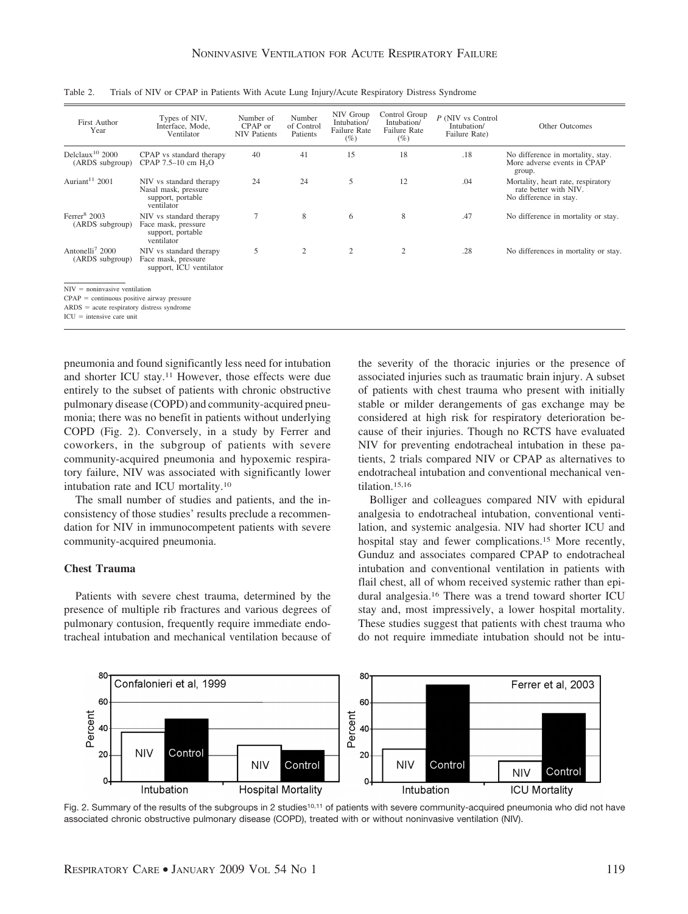Table 2. Trials of NIV or CPAP in Patients With Acute Lung Injury/Acute Respiratory Distress Syndrome

| First Author Year | Types of NIV, Interface, Mode, Ventilator | Number of CPAP or NIV Patients | Number of Control Patients | NIV Group Intubation/ Failure Rate (%) | Control Group Intubation/ Failure Rate (%) | *P* (NIV vs Control Intubation/ Failure Rate) | Other Outcomes |
|---|---|---|---|---|---|---|---|
| Delclaux[10] 2000 (ARDS subgroup) | CPAP vs standard therapy CPAP 7.5–10 cm $H_2O$ | 40 | 41 | 15 | 18 | .18 | No difference in mortality, stay. More adverse events in CPAP group. |
| Auriant[11] 2001 | NIV vs standard therapy Nasal mask, pressure support, portable ventilator | 24 | 24 | 5 | 12 | .04 | Mortality, heart rate, respiratory rate better with NIV. No difference in stay. |
| Ferrer[8] 2003 (ARDS subgroup) | NIV vs standard therapy Face mask, pressure support, portable ventilator | 7 | 8 | 6 | 8 | .47 | No difference in mortality or stay. |
| Antonelli[7] 2000 (ARDS subgroup) | NIV vs standard therapy Face mask, pressure support, ICU ventilator | 5 | 2 | 2 | 2 | .28 | No differences in mortality or stay. |

NIV = noninvasive ventilation
CPAP = continuous positive airway pressure
ARDS = acute respiratory distress syndrome
ICU = intensive care unit

pneumonia and found significantly less need for intubation and shorter ICU stay.[11] However, those effects were due entirely to the subset of patients with chronic obstructive pulmonary disease (COPD) and community-acquired pneumonia; there was no benefit in patients without underlying COPD (Fig. 2). Conversely, in a study by Ferrer and coworkers, in the subgroup of patients with severe community-acquired pneumonia and hypoxemic respiratory failure, NIV was associated with significantly lower intubation rate and ICU mortality.[10]

The small number of studies and patients, and the inconsistency of those studies' results preclude a recommendation for NIV in immunocompetent patients with severe community-acquired pneumonia.

### Chest Trauma

Patients with severe chest trauma, determined by the presence of multiple rib fractures and various degrees of pulmonary contusion, frequently require immediate endotracheal intubation and mechanical ventilation because of the severity of the thoracic injuries or the presence of associated injuries such as traumatic brain injury. A subset of patients with chest trauma who present with initially stable or milder derangements of gas exchange may be considered at high risk for respiratory deterioration because of their injuries. Though no RCTS have evaluated NIV for preventing endotracheal intubation in these patients, 2 trials compared NIV or CPAP as alternatives to endotracheal intubation and conventional mechanical ventilation.[15,16]

Bolliger and colleagues compared NIV with epidural analgesia to endotracheal intubation, conventional ventilation, and systemic analgesia. NIV had shorter ICU and hospital stay and fewer complications.[15] More recently, Gunduz and associates compared CPAP to endotracheal intubation and conventional ventilation in patients with flail chest, all of whom received systemic rather than epidural analgesia.[16] There was a trend toward shorter ICU stay and, most impressively, a lower hospital mortality. These studies suggest that patients with chest trauma who do not require immediate intubation should not be intu-

Fig. 2. Summary of the results of the subgroups in 2 studies[10,11] of patients with severe community-acquired pneumonia who did not have associated chronic obstructive pulmonary disease (COPD), treated with or without noninvasive ventilation (NIV).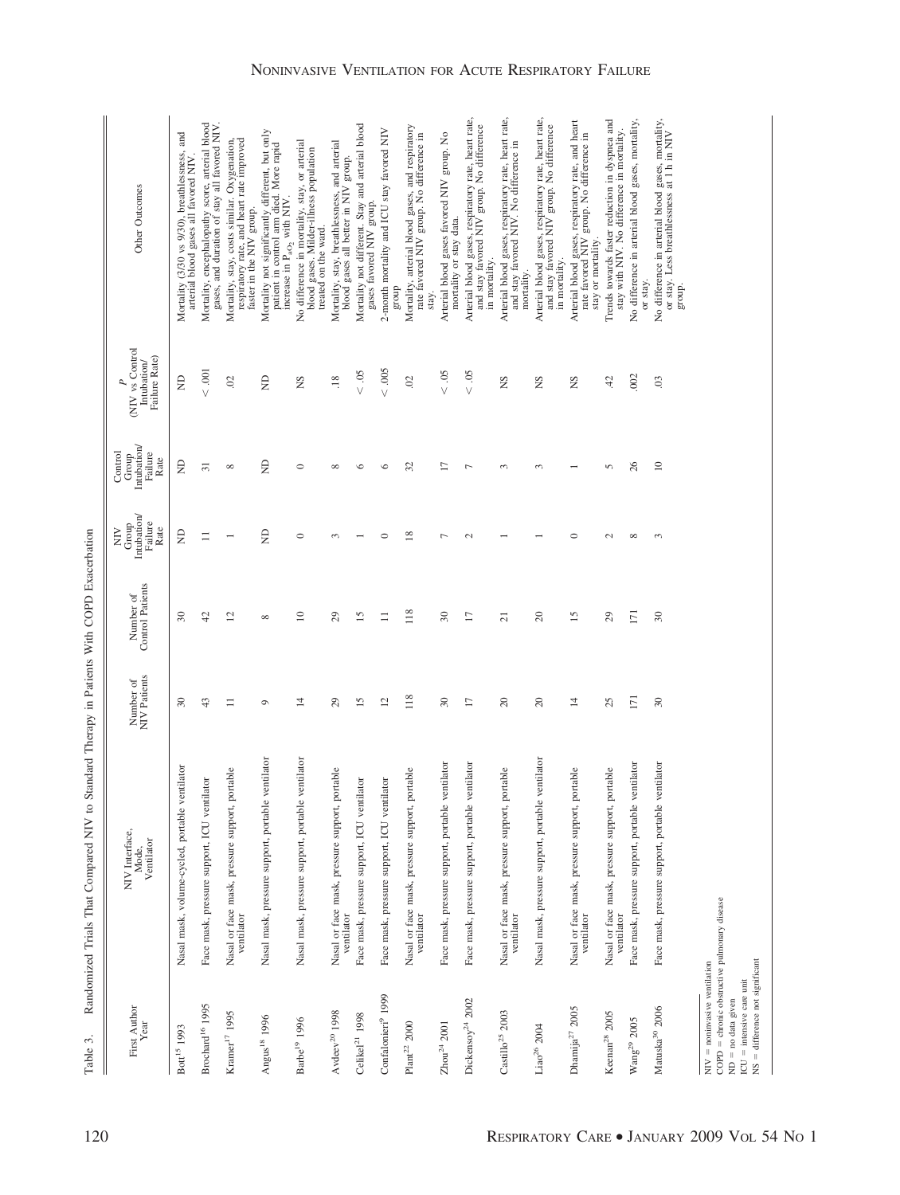Table 3. Randomized Trials That Compared NIV to Standard Therapy in Patients With COPD Exacerbation

| First Author Year | NIV Interface, Mode, Ventilator | Number of NIV Patients | Number of Control Patients | NIV Group Intubation/ Failure Rate | Control Group Intubation/ Failure Rate | P (NIV vs Control Intubation/ Failure Rate) | Other Outcomes |
|---|---|---|---|---|---|---|---|
| Bott[15] 1993 | Nasal mask, volume-cycled, portable ventilator | 30 | 30 | ND | ND | ND | Mortality (3/30 vs 9/30), breathlessness, and arterial blood gases all favored NIV. |
| Brochard[16] 1995 | Face mask, pressure support, ICU ventilator | 43 | 42 | 11 | 31 | < .001 | Mortality, encephalopathy score, arterial blood gases, and duration of stay all favored NIV. |
| Kramer[17] 1995 | Nasal or face mask, pressure support, portable ventilator | 11 | 12 | 1 | 8 | .02 | Mortality, stay, costs similar. Oxygenation, respiratory rate, and heart rate improved faster in the NIV group. |
| Angus[18] 1996 | Nasal mask, pressure support, portable ventilator | 9 | 8 | ND | ND | ND | Mortality not significantly different, but only patient in control arm died. More rapid increase in $P_{aO_2}$ with NIV. |
| Barbe[19] 1996 | Nasal mask, pressure support, portable ventilator | 14 | 10 | 0 | 0 | NS | No difference in mortality, stay, or arterial blood gases. Milder-illness population treated on the ward. |
| Avdeev[20] 1998 | Nasal or face mask, pressure support, portable ventilator | 29 | 29 | 3 | 8 | .18 | Mortality, stay, breathlessness, and arterial blood gases all better in NIV group. |
| Celikel[21] 1998 | Face mask, pressure support, ICU ventilator | 15 | 15 | 1 | 6 | < .05 | Mortality not different. Stay and arterial blood gases favored NIV group. |
| Confalonieri[9] 1999 | Face mask, pressure support, ICU ventilator | 12 | 11 | 0 | 6 | < .005 | 2-month mortality and ICU stay favored NIV group |
| Plant[22] 2000 | Nasal or face mask, pressure support, portable ventilator | 118 | 118 | 18 | 32 | .02 | Mortality, arterial blood gases, and respiratory rate favored NIV group. No difference in stay. |
| Zhou[24] 2001 | Face mask, pressure support, portable ventilator | 30 | 30 | 7 | 17 | < .05 | Arterial blood gases favored NIV group. No mortality or stay data. |
| Dickensoy[24] 2002 | Face mask, pressure support, portable ventilator | 17 | 17 | 2 | 7 | < .05 | Arterial blood gases, respiratory rate, heart rate, and stay favored NIV group. No difference in mortality. |
| Castillo[25] 2003 | Nasal or face mask, pressure support, portable ventilator | 20 | 21 | 1 | 3 | NS | Arterial blood gases, respiratory rate, heart rate, and stay favored NIV. No difference in mortality. |
| Liao[26] 2004 | Nasal mask, pressure support, portable ventilator | 20 | 20 | 1 | 3 | NS | Arterial blood gases, respiratory rate, heart rate, and stay favored NIV group. No difference in mortality. |
| Dhamija[27] 2005 | Nasal or face mask, pressure support, portable ventilator | 14 | 15 | 0 | 1 | NS | Arterial blood gases, respiratory rate, and heart rate favored NIV group. No difference in stay or mortality. |
| Keenan[28] 2005 | Nasal or face mask, pressure support, portable ventilator | 25 | 29 | 2 | 5 | .42 | Trends towards faster reduction in dyspnea and stay with NIV. No difference in mortality. |
| Wang[29] 2005 | Face mask, pressure support, portable ventilator | 171 | 171 | 8 | 26 | .002 | No difference in arterial blood gases, mortality, or stay. |
| Matuska[30] 2006 | Face mask, pressure support, portable ventilator | 30 | 30 | 3 | 10 | .03 | No difference in arterial blood gases, mortality, or stay. Less breathlessness at 1 h in NIV group. |

NIV = noninvasive ventilation
COPD = chronic obstructive pulmonary disease
ND = no data given
ICU = intensive care unit
NS = difference not significant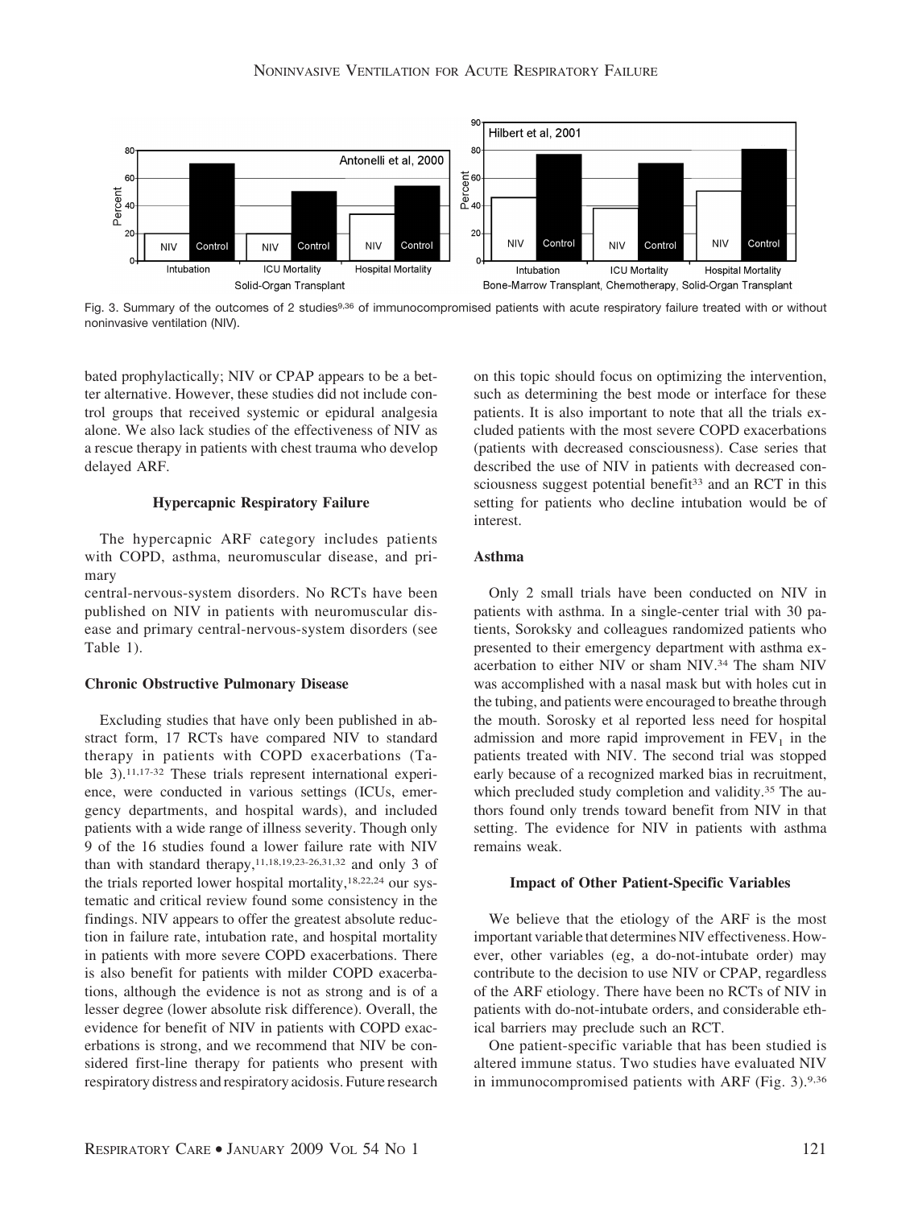Fig. 3. Summary of the outcomes of 2 studies[9,36] of immunocompromised patients with acute respiratory failure treated with or without noninvasive ventilation (NIV).

bated prophylactically; NIV or CPAP appears to be a better alternative. However, these studies did not include control groups that received systemic or epidural analgesia alone. We also lack studies of the effectiveness of NIV as a rescue therapy in patients with chest trauma who develop delayed ARF.

### Hypercapnic Respiratory Failure

The hypercapnic ARF category includes patients with COPD, asthma, neuromuscular disease, and primary central-nervous-system disorders. No RCTs have been published on NIV in patients with neuromuscular disease and primary central-nervous-system disorders (see Table 1).

#### Chronic Obstructive Pulmonary Disease

Excluding studies that have only been published in abstract form, 17 RCTs have compared NIV to standard therapy in patients with COPD exacerbations (Table 3).[11,17-32] These trials represent international experience, were conducted in various settings (ICUs, emergency departments, and hospital wards), and included patients with a wide range of illness severity. Though only 9 of the 16 studies found a lower failure rate with NIV than with standard therapy,[11,18,19,23-26,31,32] and only 3 of the trials reported lower hospital mortality,[18,22,24] our systematic and critical review found some consistency in the findings. NIV appears to offer the greatest absolute reduction in failure rate, intubation rate, and hospital mortality in patients with more severe COPD exacerbations. There is also benefit for patients with milder COPD exacerbations, although the evidence is not as strong and is of a lesser degree (lower absolute risk difference). Overall, the evidence for benefit of NIV in patients with COPD exacerbations is strong, and we recommend that NIV be considered first-line therapy for patients who present with respiratory distress and respiratory acidosis. Future research on this topic should focus on optimizing the intervention, such as determining the best mode or interface for these patients. It is also important to note that all the trials excluded patients with the most severe COPD exacerbations (patients with decreased consciousness). Case series that described the use of NIV in patients with decreased consciousness suggest potential benefit[33] and an RCT in this setting for patients who decline intubation would be of interest.

#### Asthma

Only 2 small trials have been conducted on NIV in patients with asthma. In a single-center trial with 30 patients, Soroksky and colleagues randomized patients who presented to their emergency department with asthma exacerbation to either NIV or sham NIV.[34] The sham NIV was accomplished with a nasal mask but with holes cut in the tubing, and patients were encouraged to breathe through the mouth. Sorosky et al reported less need for hospital admission and more rapid improvement in $FEV_1$ in the patients treated with NIV. The second trial was stopped early because of a recognized marked bias in recruitment, which precluded study completion and validity.[35] The authors found only trends toward benefit from NIV in that setting. The evidence for NIV in patients with asthma remains weak.

### Impact of Other Patient-Specific Variables

We believe that the etiology of the ARF is the most important variable that determines NIV effectiveness. However, other variables (eg, a do-not-intubate order) may contribute to the decision to use NIV or CPAP, regardless of the ARF etiology. There have been no RCTs of NIV in patients with do-not-intubate orders, and considerable ethical barriers may preclude such an RCT.

One patient-specific variable that has been studied is altered immune status. Two studies have evaluated NIV in immunocompromised patients with ARF (Fig. 3).[9,36]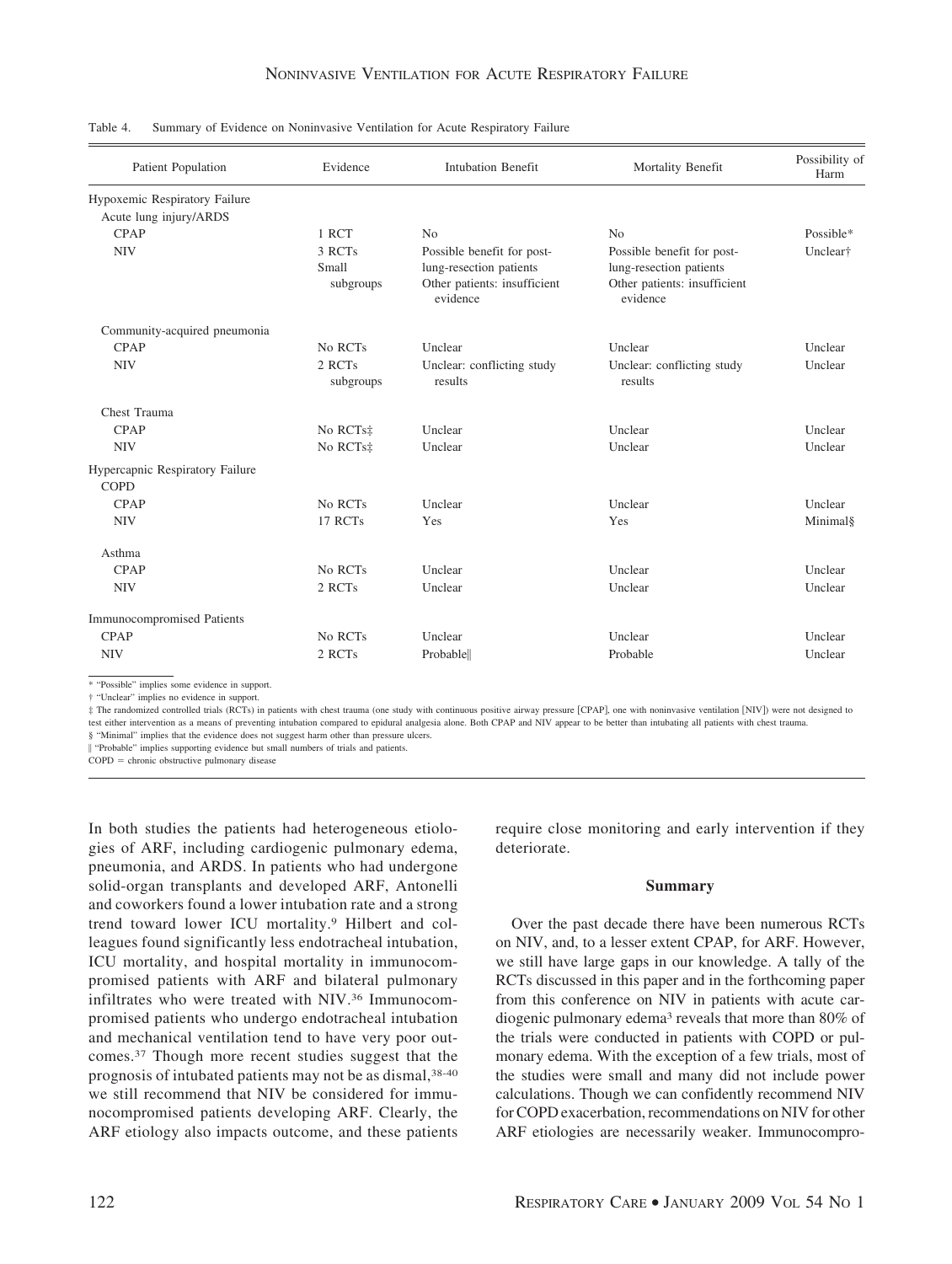Table 4. Summary of Evidence on Noninvasive Ventilation for Acute Respiratory Failure

| Patient Population | Evidence | Intubation Benefit | Mortality Benefit | Possibility of Harm |
|---|---|---|---|---|
| Hypoxemic Respiratory Failure | | | | |
| Acute lung injury/ARDS | | | | |
| CPAP | 1 RCT | No | No | Possible* |
| NIV | 3 RCTs Small subgroups | Possible benefit for post-lung-resection patients Other patients: insufficient evidence | Possible benefit for post-lung-resection patients Other patients: insufficient evidence | Unclear† |
| Community-acquired pneumonia | | | | |
| CPAP | No RCTs | Unclear | Unclear | Unclear |
| NIV | 2 RCTs subgroups | Unclear: conflicting study results | Unclear: conflicting study results | Unclear |
| Chest Trauma | | | | |
| CPAP | No RCTs‡ | Unclear | Unclear | Unclear |
| NIV | No RCTs‡ | Unclear | Unclear | Unclear |
| Hypercapnic Respiratory Failure | | | | |
| COPD | | | | |
| CPAP | No RCTs | Unclear | Unclear | Unclear |
| NIV | 17 RCTs | Yes | Yes | Minimal§ |
| Asthma | | | | |
| CPAP | No RCTs | Unclear | Unclear | Unclear |
| NIV | 2 RCTs | Unclear | Unclear | Unclear |
| Immunocompromised Patients | | | | |
| CPAP | No RCTs | Unclear | Unclear | Unclear |
| NIV | 2 RCTs | Probable‖ | Probable | Unclear |

\* "Possible" implies some evidence in support.
† "Unclear" implies no evidence in support.
‡ The randomized controlled trials (RCTs) in patients with chest trauma (one study with continuous positive airway pressure [CPAP], one with noninvasive ventilation [NIV]) were not designed to test either intervention as a means of preventing intubation compared to epidural analgesia alone. Both CPAP and NIV appear to be better than intubating all patients with chest trauma.
§ "Minimal" implies that the evidence does not suggest harm other than pressure ulcers.
‖ "Probable" implies supporting evidence but small numbers of trials and patients.
COPD = chronic obstructive pulmonary disease

In both studies the patients had heterogeneous etiologies of ARF, including cardiogenic pulmonary edema, pneumonia, and ARDS. In patients who had undergone solid-organ transplants and developed ARF, Antonelli and coworkers found a lower intubation rate and a strong trend toward lower ICU mortality.[9] Hilbert and colleagues found significantly less endotracheal intubation, ICU mortality, and hospital mortality in immunocompromised patients with ARF and bilateral pulmonary infiltrates who were treated with NIV.[36] Immunocompromised patients who undergo endotracheal intubation and mechanical ventilation tend to have very poor outcomes.[37] Though more recent studies suggest that the prognosis of intubated patients may not be as dismal,[38-40] we still recommend that NIV be considered for immunocompromised patients developing ARF. Clearly, the ARF etiology also impacts outcome, and these patients require close monitoring and early intervention if they deteriorate.

## Summary

Over the past decade there have been numerous RCTs on NIV, and, to a lesser extent CPAP, for ARF. However, we still have large gaps in our knowledge. A tally of the RCTs discussed in this paper and in the forthcoming paper from this conference on NIV in patients with acute cardiogenic pulmonary edema[3] reveals that more than 80% of the trials were conducted in patients with COPD or pulmonary edema. With the exception of a few trials, most of the studies were small and many did not include power calculations. Though we can confidently recommend NIV for COPD exacerbation, recommendations on NIV for other ARF etiologies are necessarily weaker. Immunocompro-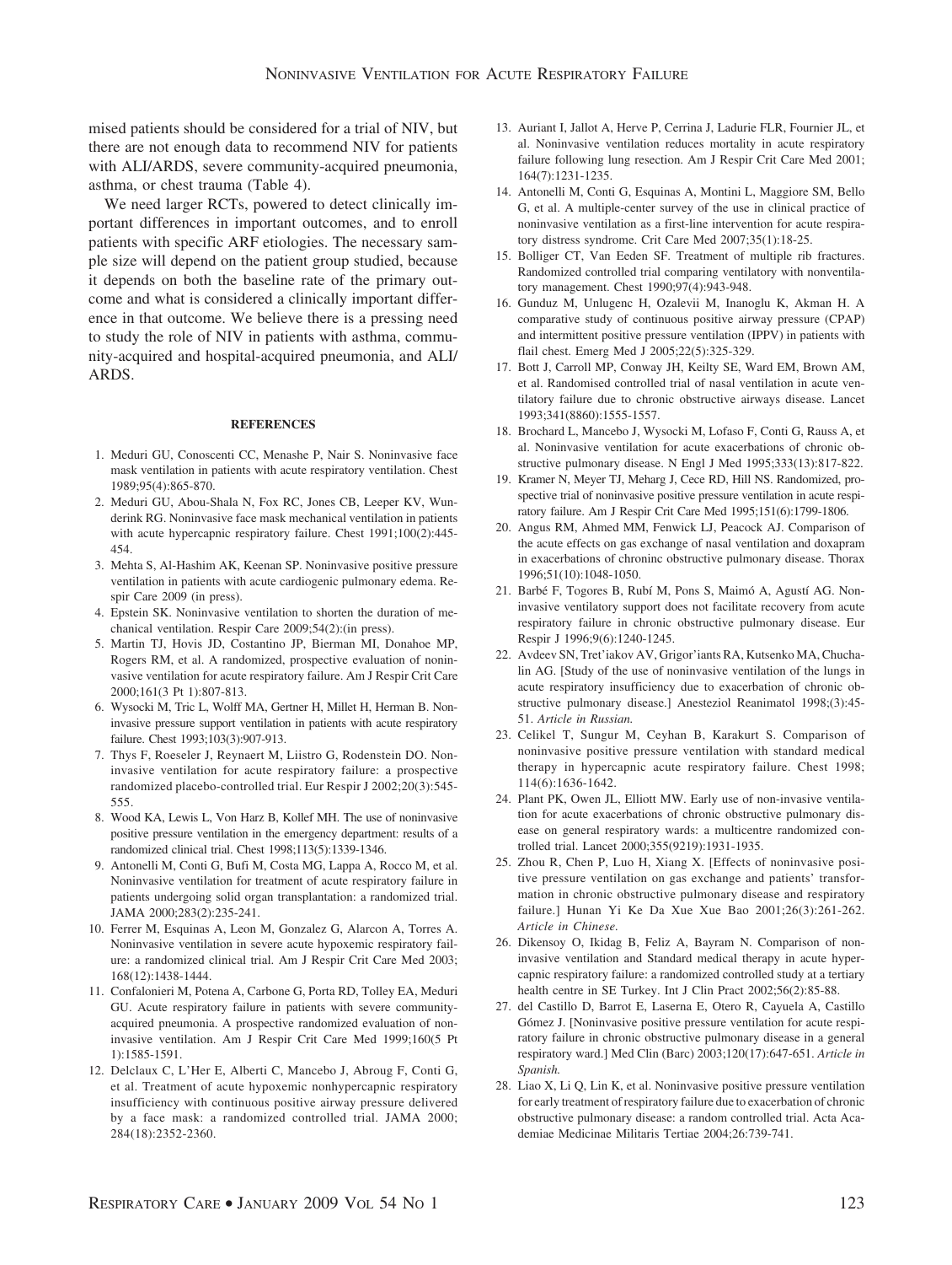mised patients should be considered for a trial of NIV, but there are not enough data to recommend NIV for patients with ALI/ARDS, severe community-acquired pneumonia, asthma, or chest trauma (Table 4).

We need larger RCTs, powered to detect clinically important differences in important outcomes, and to enroll patients with specific ARF etiologies. The necessary sample size will depend on the patient group studied, because it depends on both the baseline rate of the primary outcome and what is considered a clinically important difference in that outcome. We believe there is a pressing need to study the role of NIV in patients with asthma, community-acquired and hospital-acquired pneumonia, and ALI/ARDS.

## REFERENCES

1. Meduri GU, Conoscenti CC, Menashe P, Nair S. Noninvasive face mask ventilation in patients with acute respiratory ventilation. Chest 1989;95(4):865-870.
2. Meduri GU, Abou-Shala N, Fox RC, Jones CB, Leeper KV, Wunderink RG. Noninvasive face mask mechanical ventilation in patients with acute hypercapnic respiratory failure. Chest 1991;100(2):445-454.
3. Mehta S, Al-Hashim AK, Keenan SP. Noninvasive positive pressure ventilation in patients with acute cardiogenic pulmonary edema. Respir Care 2009 (in press).
4. Epstein SK. Noninvasive ventilation to shorten the duration of mechanical ventilation. Respir Care 2009;54(2):(in press).
5. Martin TJ, Hovis JD, Costantino JP, Bierman MI, Donahoe MP, Rogers RM, et al. A randomized, prospective evaluation of noninvasive ventilation for acute respiratory failure. Am J Respir Crit Care 2000;161(3 Pt 1):807-813.
6. Wysocki M, Tric L, Wolff MA, Gertner H, Millet H, Herman B. Noninvasive pressure support ventilation in patients with acute respiratory failure. Chest 1993;103(3):907-913.
7. Thys F, Roeseler J, Reynaert M, Liistro G, Rodenstein DO. Noninvasive ventilation for acute respiratory failure: a prospective randomized placebo-controlled trial. Eur Respir J 2002;20(3):545-555.
8. Wood KA, Lewis L, Von Harz B, Kollef MH. The use of noninvasive positive pressure ventilation in the emergency department: results of a randomized clinical trial. Chest 1998;113(5):1339-1346.
9. Antonelli M, Conti G, Bufi M, Costa MG, Lappa A, Rocco M, et al. Noninvasive ventilation for treatment of acute respiratory failure in patients undergoing solid organ transplantation: a randomized trial. JAMA 2000;283(2):235-241.
10. Ferrer M, Esquinas A, Leon M, Gonzalez G, Alarcon A, Torres A. Noninvasive ventilation in severe acute hypoxemic respiratory failure: a randomized clinical trial. Am J Respir Crit Care Med 2003;168(12):1438-1444.
11. Confalonieri M, Potena A, Carbone G, Porta RD, Tolley EA, Meduri GU. Acute respiratory failure in patients with severe community-acquired pneumonia. A prospective randomized evaluation of noninvasive ventilation. Am J Respir Crit Care Med 1999;160(5 Pt 1):1585-1591.
12. Delclaux C, L'Her E, Alberti C, Mancebo J, Abroug F, Conti G, et al. Treatment of acute hypoxemic nonhypercapnic respiratory insufficiency with continuous positive airway pressure delivered by a face mask: a randomized controlled trial. JAMA 2000;284(18):2352-2360.
13. Auriant I, Jallot A, Herve P, Cerrina J, Ladurie FLR, Fournier JL, et al. Noninvasive ventilation reduces mortality in acute respiratory failure following lung resection. Am J Respir Crit Care Med 2001;164(7):1231-1235.
14. Antonelli M, Conti G, Esquinas A, Montini L, Maggiore SM, Bello G, et al. A multiple-center survey of the use in clinical practice of noninvasive ventilation as a first-line intervention for acute respiratory distress syndrome. Crit Care Med 2007;35(1):18-25.
15. Bolliger CT, Van Eeden SF. Treatment of multiple rib fractures. Randomized controlled trial comparing ventilatory with nonventilatory management. Chest 1990;97(4):943-948.
16. Gunduz M, Unlugenc H, Ozalevii M, Inanoglu K, Akman H. A comparative study of continuous positive airway pressure (CPAP) and intermittent positive pressure ventilation (IPPV) in patients with flail chest. Emerg Med J 2005;22(5):325-329.
17. Bott J, Carroll MP, Conway JH, Keilty SE, Ward EM, Brown AM, et al. Randomised controlled trial of nasal ventilation in acute ventilatory failure due to chronic obstructive airways disease. Lancet 1993;341(8860):1555-1557.
18. Brochard L, Mancebo J, Wysocki M, Lofaso F, Conti G, Rauss A, et al. Noninvasive ventilation for acute exacerbations of chronic obstructive pulmonary disease. N Engl J Med 1995;333(13):817-822.
19. Kramer N, Meyer TJ, Meharg J, Cece RD, Hill NS. Randomized, prospective trial of noninvasive positive pressure ventilation in acute respiratory failure. Am J Respir Crit Care Med 1995;151(6):1799-1806.
20. Angus RM, Ahmed MM, Fenwick LJ, Peacock AJ. Comparison of the acute effects on gas exchange of nasal ventilation and doxapram in exacerbations of chroninc obstructive pulmonary disease. Thorax 1996;51(10):1048-1050.
21. Barbé F, Togores B, Rubí M, Pons S, Maimó A, Agustí AG. Noninvasive ventilatory support does not facilitate recovery from acute respiratory failure in chronic obstructive pulmonary disease. Eur Respir J 1996;9(6):1240-1245.
22. Avdeev SN, Tret'iakov AV, Grigor'iants RA, Kutsenko MA, Chuchalin AG. [Study of the use of noninvasive ventilation of the lungs in acute respiratory insufficiency due to exacerbation of chronic obstructive pulmonary disease.] Anesteziol Reanimatol 1998;(3):45-51. *Article in Russian.*
23. Celikel T, Sungur M, Ceyhan B, Karakurt S. Comparison of noninvasive positive pressure ventilation with standard medical therapy in hypercapnic acute respiratory failure. Chest 1998;114(6):1636-1642.
24. Plant PK, Owen JL, Elliott MW. Early use of non-invasive ventilation for acute exacerbations of chronic obstructive pulmonary disease on general respiratory wards: a multicentre randomized controlled trial. Lancet 2000;355(9219):1931-1935.
25. Zhou R, Chen P, Luo H, Xiang X. [Effects of noninvasive positive pressure ventilation on gas exchange and patients' transformation in chronic obstructive pulmonary disease and respiratory failure.] Hunan Yi Ke Da Xue Xue Bao 2001;26(3):261-262. *Article in Chinese.*
26. Dikensoy O, Ikidag B, Feliz A, Bayram N. Comparison of non-invasive ventilation and Standard medical therapy in acute hypercapnic respiratory failure: a randomized controlled study at a tertiary health centre in SE Turkey. Int J Clin Pract 2002;56(2):85-88.
27. del Castillo D, Barrot E, Laserna E, Otero R, Cayuela A, Castillo Gómez J. [Noninvasive positive pressure ventilation for acute respiratory failure in chronic obstructive pulmonary disease in a general respiratory ward.] Med Clin (Barc) 2003;120(17):647-651. *Article in Spanish.*
28. Liao X, Li Q, Lin K, et al. Noninvasive positive pressure ventilation for early treatment of respiratory failure due to exacerbation of chronic obstructive pulmonary disease: a random controlled trial. Acta Academiae Medicinae Militaris Tertiae 2004;26:739-741.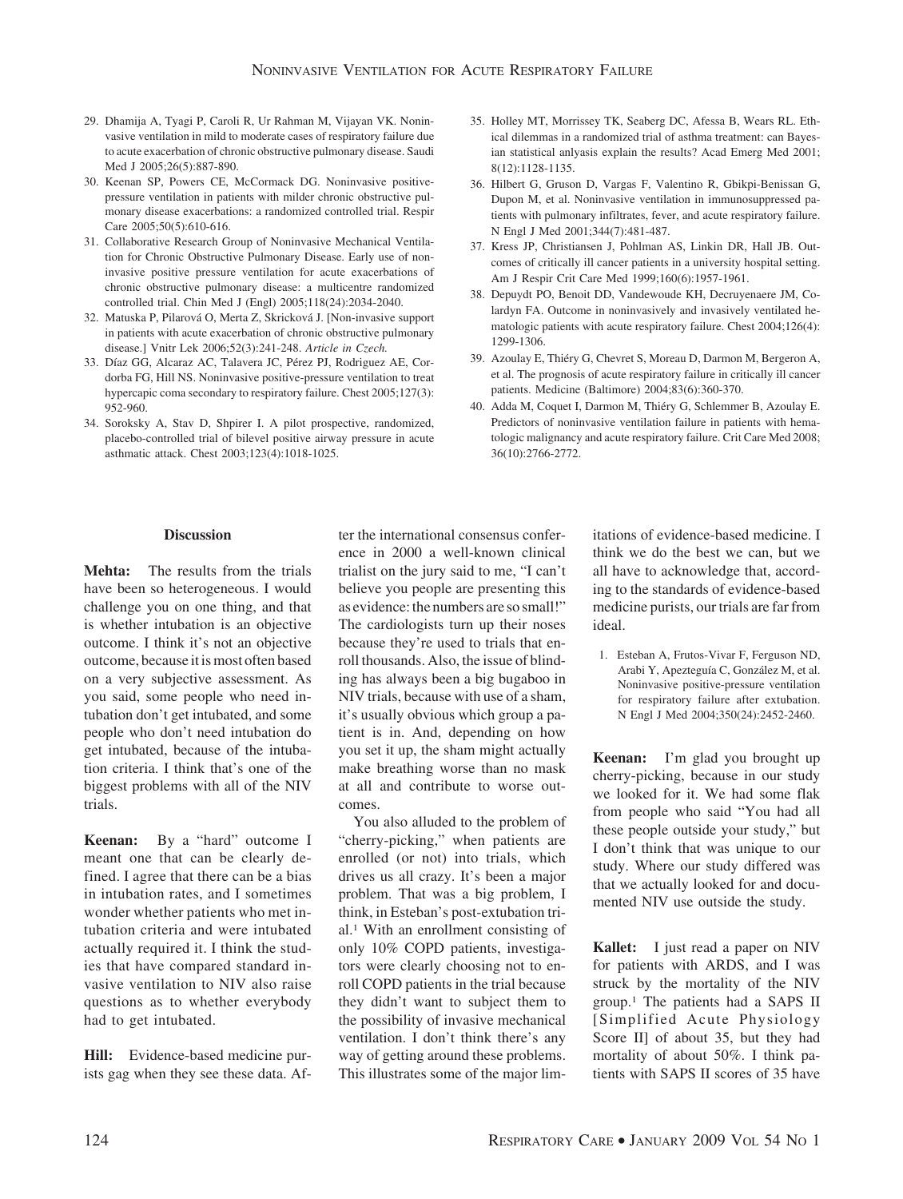29. Dhamija A, Tyagi P, Caroli R, Ur Rahman M, Vijayan VK. Noninvasive ventilation in mild to moderate cases of respiratory failure due to acute exacerbation of chronic obstructive pulmonary disease. Saudi Med J 2005;26(5):887-890.
30. Keenan SP, Powers CE, McCormack DG. Noninvasive positive-pressure ventilation in patients with milder chronic obstructive pulmonary disease exacerbations: a randomized controlled trial. Respir Care 2005;50(5):610-616.
31. Collaborative Research Group of Noninvasive Mechanical Ventilation for Chronic Obstructive Pulmonary Disease. Early use of non-invasive positive pressure ventilation for acute exacerbations of chronic obstructive pulmonary disease: a multicentre randomized controlled trial. Chin Med J (Engl) 2005;118(24):2034-2040.
32. Matuska P, Pilarová O, Merta Z, Skricková J. [Non-invasive support in patients with acute exacerbation of chronic obstructive pulmonary disease.] Vnitr Lek 2006;52(3):241-248. *Article in Czech.*
33. Díaz GG, Alcaraz AC, Talavera JC, Pérez PJ, Rodriguez AE, Cordorba FG, Hill NS. Noninvasive positive-pressure ventilation to treat hypercapic coma secondary to respiratory failure. Chest 2005;127(3): 952-960.
34. Soroksky A, Stav D, Shpirer I. A pilot prospective, randomized, placebo-controlled trial of bilevel positive airway pressure in acute asthmatic attack. Chest 2003;123(4):1018-1025.
35. Holley MT, Morrissey TK, Seaberg DC, Afessa B, Wears RL. Ethical dilemmas in a randomized trial of asthma treatment: can Bayesian statistical anlyasis explain the results? Acad Emerg Med 2001; 8(12):1128-1135.
36. Hilbert G, Gruson D, Vargas F, Valentino R, Gbikpi-Benissan G, Dupon M, et al. Noninvasive ventilation in immunosuppressed patients with pulmonary infiltrates, fever, and acute respiratory failure. N Engl J Med 2001;344(7):481-487.
37. Kress JP, Christiansen J, Pohlman AS, Linkin DR, Hall JB. Outcomes of critically ill cancer patients in a university hospital setting. Am J Respir Crit Care Med 1999;160(6):1957-1961.
38. Depuydt PO, Benoit DD, Vandewoude KH, Decruyenaere JM, Colardyn FA. Outcome in noninvasively and invasively ventilated hematologic patients with acute respiratory failure. Chest 2004;126(4): 1299-1306.
39. Azoulay E, Thiéry G, Chevret S, Moreau D, Darmon M, Bergeron A, et al. The prognosis of acute respiratory failure in critically ill cancer patients. Medicine (Baltimore) 2004;83(6):360-370.
40. Adda M, Coquet I, Darmon M, Thiéry G, Schlemmer B, Azoulay E. Predictors of noninvasive ventilation failure in patients with hematologic malignancy and acute respiratory failure. Crit Care Med 2008; 36(10):2766-2772.

### Discussion

**Mehta:** The results from the trials have been so heterogeneous. I would challenge you on one thing, and that is whether intubation is an objective outcome. I think it's not an objective outcome, because it is most often based on a very subjective assessment. As you said, some people who need intubation don't get intubated, and some people who don't need intubation do get intubated, because of the intubation criteria. I think that's one of the biggest problems with all of the NIV trials.

**Keenan:** By a "hard" outcome I meant one that can be clearly defined. I agree that there can be a bias in intubation rates, and I sometimes wonder whether patients who met intubation criteria and were intubated actually required it. I think the studies that have compared standard invasive ventilation to NIV also raise questions as to whether everybody had to get intubated.

**Hill:** Evidence-based medicine purists gag when they see these data. After the international consensus conference in 2000 a well-known clinical trialist on the jury said to me, "I can't believe you people are presenting this as evidence: the numbers are so small!" The cardiologists turn up their noses because they're used to trials that enroll thousands. Also, the issue of blinding has always been a big bugaboo in NIV trials, because with use of a sham, it's usually obvious which group a patient is in. And, depending on how you set it up, the sham might actually make breathing worse than no mask at all and contribute to worse outcomes.

You also alluded to the problem of "cherry-picking," when patients are enrolled (or not) into trials, which drives us all crazy. It's been a major problem. That was a big problem, I think, in Esteban's post-extubation trial.[1] With an enrollment consisting of only 10% COPD patients, investigators were clearly choosing not to enroll COPD patients in the trial because they didn't want to subject them to the possibility of invasive mechanical ventilation. I don't think there's any way of getting around these problems. This illustrates some of the major limitations of evidence-based medicine. I think we do the best we can, but we all have to acknowledge that, according to the standards of evidence-based medicine purists, our trials are far from ideal.

1. Esteban A, Frutos-Vivar F, Ferguson ND, Arabi Y, Apezteguía C, González M, et al. Noninvasive positive-pressure ventilation for respiratory failure after extubation. N Engl J Med 2004;350(24):2452-2460.

**Keenan:** I'm glad you brought up cherry-picking, because in our study we looked for it. We had some flak from people who said "You had all these people outside your study," but I don't think that was unique to our study. Where our study differed was that we actually looked for and documented NIV use outside the study.

**Kallet:** I just read a paper on NIV for patients with ARDS, and I was struck by the mortality of the NIV group.[1] The patients had a SAPS II [Simplified Acute Physiology Score II] of about 35, but they had mortality of about 50%. I think patients with SAPS II scores of 35 have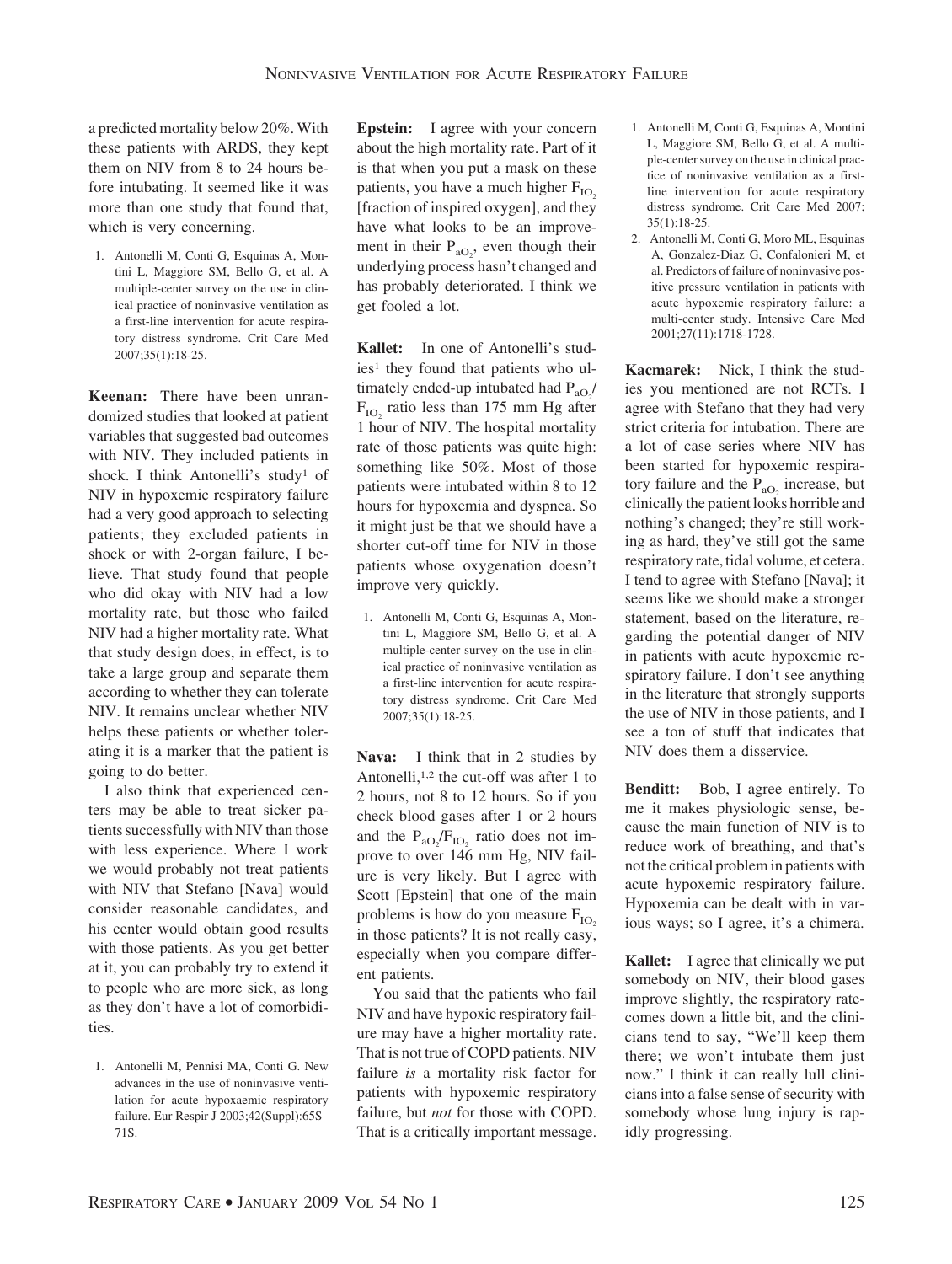a predicted mortality below 20%. With these patients with ARDS, they kept them on NIV from 8 to 24 hours before intubating. It seemed like it was more than one study that found that, which is very concerning.

1. Antonelli M, Conti G, Esquinas A, Montini L, Maggiore SM, Bello G, et al. A multiple-center survey on the use in clinical practice of noninvasive ventilation as a first-line intervention for acute respiratory distress syndrome. Crit Care Med 2007;35(1):18-25.

**Keenan:** There have been unrandomized studies that looked at patient variables that suggested bad outcomes with NIV. They included patients in shock. I think Antonelli's study[1] of NIV in hypoxemic respiratory failure had a very good approach to selecting patients; they excluded patients in shock or with 2-organ failure, I believe. That study found that people who did okay with NIV had a low mortality rate, but those who failed NIV had a higher mortality rate. What that study design does, in effect, is to take a large group and separate them according to whether they can tolerate NIV. It remains unclear whether NIV helps these patients or whether tolerating it is a marker that the patient is going to do better.

I also think that experienced centers may be able to treat sicker patients successfully with NIV than those with less experience. Where I work we would probably not treat patients with NIV that Stefano [Nava] would consider reasonable candidates, and his center would obtain good results with those patients. As you get better at it, you can probably try to extend it to people who are more sick, as long as they don't have a lot of comorbidities.

1. Antonelli M, Pennisi MA, Conti G. New advances in the use of noninvasive ventilation for acute hypoxaemic respiratory failure. Eur Respir J 2003;42(Suppl):65S–71S.

**Epstein:** I agree with your concern about the high mortality rate. Part of it is that when you put a mask on these patients, you have a much higher $F_{IO_2}$ [fraction of inspired oxygen], and they have what looks to be an improvement in their $P_{aO_2}$, even though their underlying process hasn't changed and has probably deteriorated. I think we get fooled a lot.

**Kallet:** In one of Antonelli's studies[1] they found that patients who ultimately ended-up intubated had $P_{aO_2}/F_{IO_2}$ ratio less than 175 mm Hg after 1 hour of NIV. The hospital mortality rate of those patients was quite high: something like 50%. Most of those patients were intubated within 8 to 12 hours for hypoxemia and dyspnea. So it might just be that we should have a shorter cut-off time for NIV in those patients whose oxygenation doesn't improve very quickly.

1. Antonelli M, Conti G, Esquinas A, Montini L, Maggiore SM, Bello G, et al. A multiple-center survey on the use in clinical practice of noninvasive ventilation as a first-line intervention for acute respiratory distress syndrome. Crit Care Med 2007;35(1):18-25.

**Nava:** I think that in 2 studies by Antonelli,[1,2] the cut-off was after 1 to 2 hours, not 8 to 12 hours. So if you check blood gases after 1 or 2 hours and the $P_{aO_2}/F_{IO_2}$ ratio does not improve to over 146 mm Hg, NIV failure is very likely. But I agree with Scott [Epstein] that one of the main problems is how do you measure $F_{IO_2}$ in those patients? It is not really easy, especially when you compare different patients.

You said that the patients who fail NIV and have hypoxic respiratory failure may have a higher mortality rate. That is not true of COPD patients. NIV failure *is* a mortality risk factor for patients with hypoxemic respiratory failure, but *not* for those with COPD. That is a critically important message.

1. Antonelli M, Conti G, Esquinas A, Montini L, Maggiore SM, Bello G, et al. A multiple-center survey on the use in clinical practice of noninvasive ventilation as a first-line intervention for acute respiratory distress syndrome. Crit Care Med 2007; 35(1):18-25.
2. Antonelli M, Conti G, Moro ML, Esquinas A, Gonzalez-Diaz G, Confalonieri M, et al. Predictors of failure of noninvasive positive pressure ventilation in patients with acute hypoxemic respiratory failure: a multi-center study. Intensive Care Med 2001;27(11):1718-1728.

**Kacmarek:** Nick, I think the studies you mentioned are not RCTs. I agree with Stefano that they had very strict criteria for intubation. There are a lot of case series where NIV has been started for hypoxemic respiratory failure and the $P_{aO_2}$ increase, but clinically the patient looks horrible and nothing's changed; they're still working as hard, they've still got the same respiratory rate, tidal volume, et cetera. I tend to agree with Stefano [Nava]; it seems like we should make a stronger statement, based on the literature, regarding the potential danger of NIV in patients with acute hypoxemic respiratory failure. I don't see anything in the literature that strongly supports the use of NIV in those patients, and I see a ton of stuff that indicates that NIV does them a disservice.

**Benditt:** Bob, I agree entirely. To me it makes physiologic sense, because the main function of NIV is to reduce work of breathing, and that's not the critical problem in patients with acute hypoxemic respiratory failure. Hypoxemia can be dealt with in various ways; so I agree, it's a chimera.

**Kallet:** I agree that clinically we put somebody on NIV, their blood gases improve slightly, the respiratory ratecomes down a little bit, and the clinicians tend to say, "We'll keep them there; we won't intubate them just now." I think it can really lull clinicians into a false sense of security with somebody whose lung injury is rapidly progressing.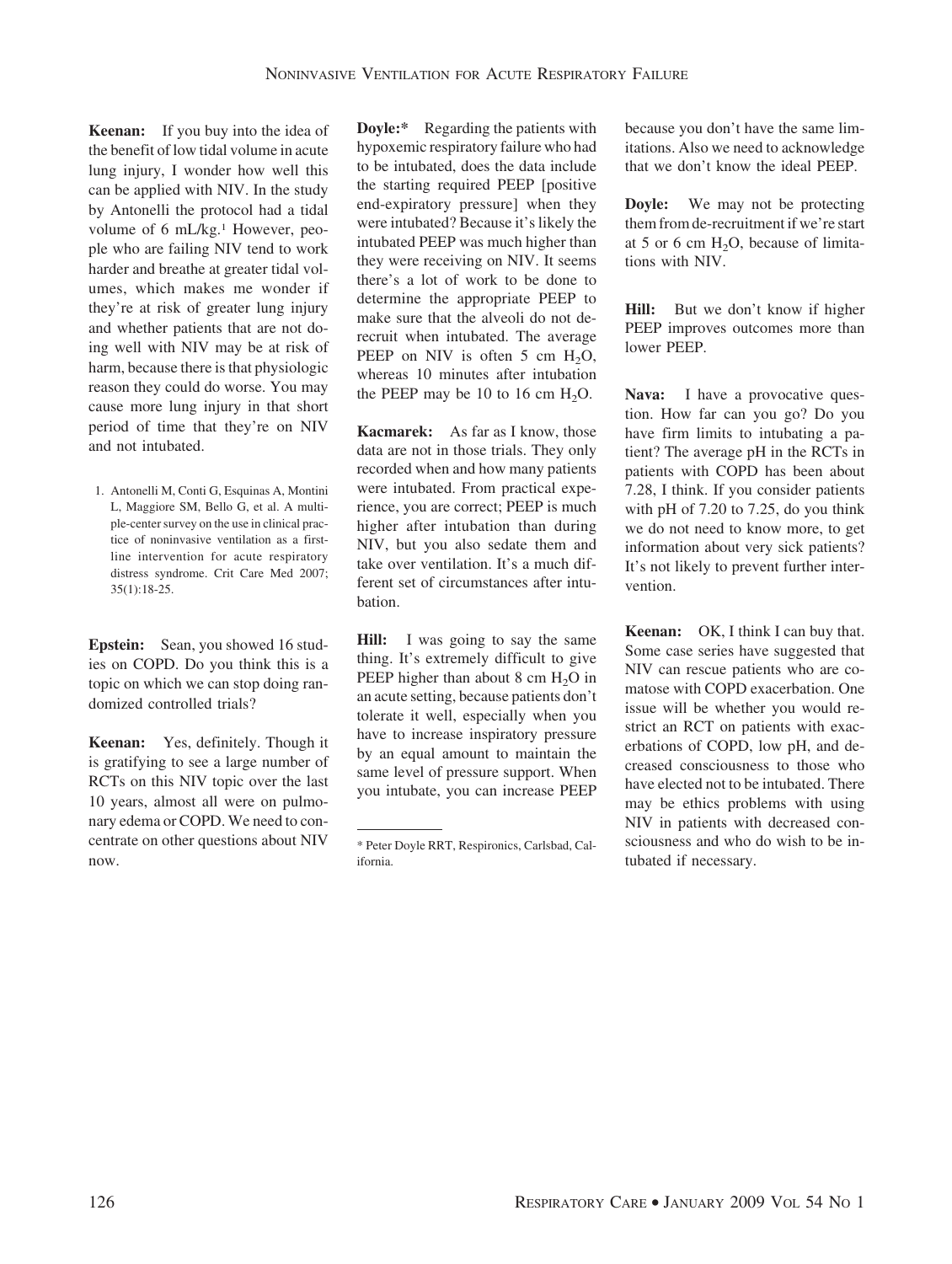**Keenan:** If you buy into the idea of the benefit of low tidal volume in acute lung injury, I wonder how well this can be applied with NIV. In the study by Antonelli the protocol had a tidal volume of 6 mL/kg.[1] However, people who are failing NIV tend to work harder and breathe at greater tidal volumes, which makes me wonder if they're at risk of greater lung injury and whether patients that are not doing well with NIV may be at risk of harm, because there is that physiologic reason they could do worse. You may cause more lung injury in that short period of time that they're on NIV and not intubated.

1. Antonelli M, Conti G, Esquinas A, Montini L, Maggiore SM, Bello G, et al. A multiple-center survey on the use in clinical practice of noninvasive ventilation as a first-line intervention for acute respiratory distress syndrome. Crit Care Med 2007; 35(1):18-25.

**Epstein:** Sean, you showed 16 studies on COPD. Do you think this is a topic on which we can stop doing randomized controlled trials?

**Keenan:** Yes, definitely. Though it is gratifying to see a large number of RCTs on this NIV topic over the last 10 years, almost all were on pulmonary edema or COPD. We need to concentrate on other questions about NIV now.

**Doyle:*** Regarding the patients with hypoxemic respiratory failure who had to be intubated, does the data include the starting required PEEP [positive end-expiratory pressure] when they were intubated? Because it's likely the intubated PEEP was much higher than they were receiving on NIV. It seems there's a lot of work to be done to determine the appropriate PEEP to make sure that the alveoli do not de-recruit when intubated. The average PEEP on NIV is often 5 cm $H_2O$, whereas 10 minutes after intubation the PEEP may be 10 to 16 cm $H_2O$.

**Kacmarek:** As far as I know, those data are not in those trials. They only recorded when and how many patients were intubated. From practical experience, you are correct; PEEP is much higher after intubation than during NIV, but you also sedate them and take over ventilation. It's a much different set of circumstances after intubation.

**Hill:** I was going to say the same thing. It's extremely difficult to give PEEP higher than about 8 cm $H_2O$ in an acute setting, because patients don't tolerate it well, especially when you have to increase inspiratory pressure by an equal amount to maintain the same level of pressure support. When you intubate, you can increase PEEP because you don't have the same limitations. Also we need to acknowledge that we don't know the ideal PEEP.

\* Peter Doyle RRT, Respironics, Carlsbad, California.

**Doyle:** We may not be protecting them from de-recruitment if we're start at 5 or 6 cm $H_2O$, because of limitations with NIV.

**Hill:** But we don't know if higher PEEP improves outcomes more than lower PEEP.

**Nava:** I have a provocative question. How far can you go? Do you have firm limits to intubating a patient? The average pH in the RCTs in patients with COPD has been about 7.28, I think. If you consider patients with pH of 7.20 to 7.25, do you think we do not need to know more, to get information about very sick patients? It's not likely to prevent further intervention.

**Keenan:** OK, I think I can buy that. Some case series have suggested that NIV can rescue patients who are comatose with COPD exacerbation. One issue will be whether you would restrict an RCT on patients with exacerbations of COPD, low pH, and decreased consciousness to those who have elected not to be intubated. There may be ethics problems with using NIV in patients with decreased consciousness and who do wish to be intubated if necessary.